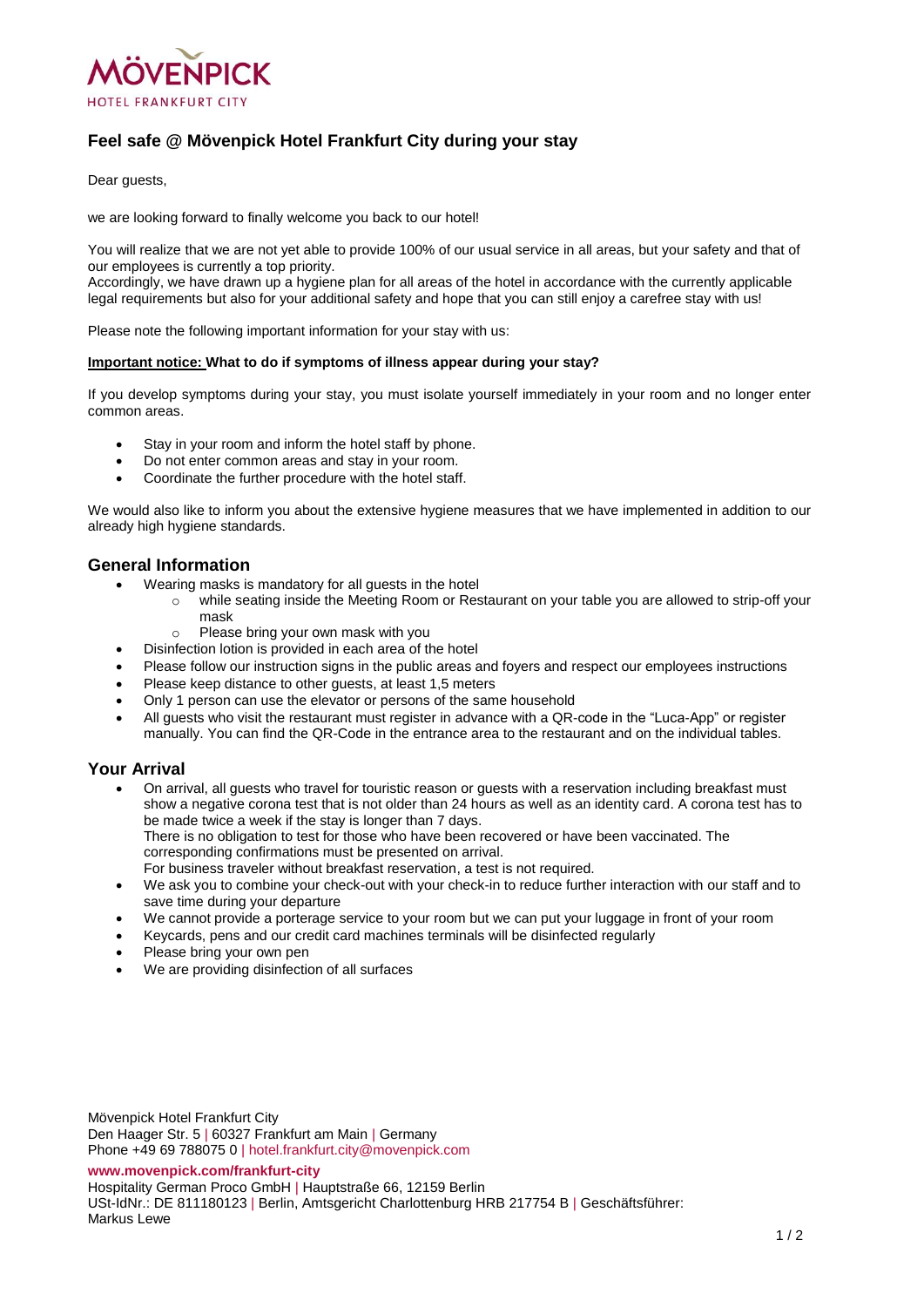MÖVENPICK
HOTEL FRANKFURT CITY

# Feel safe @ Mövenpick Hotel Frankfurt City during your stay

Dear guests,

we are looking forward to finally welcome you back to our hotel!

You will realize that we are not yet able to provide 100% of our usual service in all areas, but your safety and that of our employees is currently a top priority.
Accordingly, we have drawn up a hygiene plan for all areas of the hotel in accordance with the currently applicable legal requirements but also for your additional safety and hope that you can still enjoy a carefree stay with us!

Please note the following important information for your stay with us:

**Important notice: What to do if symptoms of illness appear during your stay?**

If you develop symptoms during your stay, you must isolate yourself immediately in your room and no longer enter common areas.

- Stay in your room and inform the hotel staff by phone.
- Do not enter common areas and stay in your room.
- Coordinate the further procedure with the hotel staff.

We would also like to inform you about the extensive hygiene measures that we have implemented in addition to our already high hygiene standards.

## General Information

- Wearing masks is mandatory for all guests in the hotel
  - while seating inside the Meeting Room or Restaurant on your table you are allowed to strip-off your mask
  - Please bring your own mask with you
- Disinfection lotion is provided in each area of the hotel
- Please follow our instruction signs in the public areas and foyers and respect our employees instructions
- Please keep distance to other guests, at least 1,5 meters
- Only 1 person can use the elevator or persons of the same household
- All guests who visit the restaurant must register in advance with a QR-code in the "Luca-App" or register manually. You can find the QR-Code in the entrance area to the restaurant and on the individual tables.

## Your Arrival

- On arrival, all guests who travel for touristic reason or guests with a reservation including breakfast must show a negative corona test that is not older than 24 hours as well as an identity card. A corona test has to be made twice a week if the stay is longer than 7 days.
  There is no obligation to test for those who have been recovered or have been vaccinated. The corresponding confirmations must be presented on arrival.
  For business traveler without breakfast reservation, a test is not required.
- We ask you to combine your check-out with your check-in to reduce further interaction with our staff and to save time during your departure
- We cannot provide a porterage service to your room but we can put your luggage in front of your room
- Keycards, pens and our credit card machines terminals will be disinfected regularly
- Please bring your own pen
- We are providing disinfection of all surfaces

Mövenpick Hotel Frankfurt City
Den Haager Str. 5 | 60327 Frankfurt am Main | Germany
Phone +49 69 788075 0 | hotel.frankfurt.city@movenpick.com

**www.movenpick.com/frankfurt-city**
Hospitality German Proco GmbH | Hauptstraße 66, 12159 Berlin
USt-IdNr.: DE 811180123 | Berlin, Amtsgericht Charlottenburg HRB 217754 B | Geschäftsführer: Markus Lewe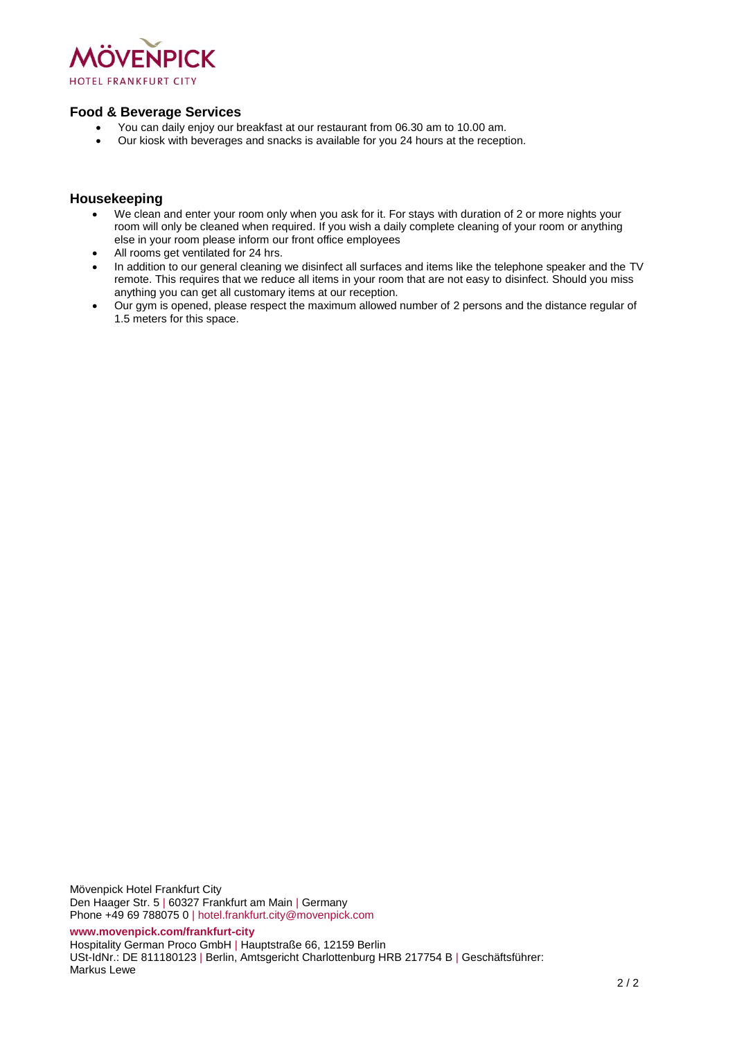## Food & Beverage Services

- You can daily enjoy our breakfast at our restaurant from 06.30 am to 10.00 am.
- Our kiosk with beverages and snacks is available for you 24 hours at the reception.

## Housekeeping

- We clean and enter your room only when you ask for it. For stays with duration of 2 or more nights your room will only be cleaned when required. If you wish a daily complete cleaning of your room or anything else in your room please inform our front office employees
- All rooms get ventilated for 24 hrs.
- In addition to our general cleaning we disinfect all surfaces and items like the telephone speaker and the TV remote. This requires that we reduce all items in your room that are not easy to disinfect. Should you miss anything you can get all customary items at our reception.
- Our gym is opened, please respect the maximum allowed number of 2 persons and the distance regular of 1.5 meters for this space.

Mövenpick Hotel Frankfurt City
Den Haager Str. 5 | 60327 Frankfurt am Main | Germany
Phone +49 69 788075 0 | hotel.frankfurt.city@movenpick.com

**www.movenpick.com/frankfurt-city**
Hospitality German Proco GmbH | Hauptstraße 66, 12159 Berlin
USt-IdNr.: DE 811180123 | Berlin, Amtsgericht Charlottenburg HRB 217754 B | Geschäftsführer: Markus Lewe